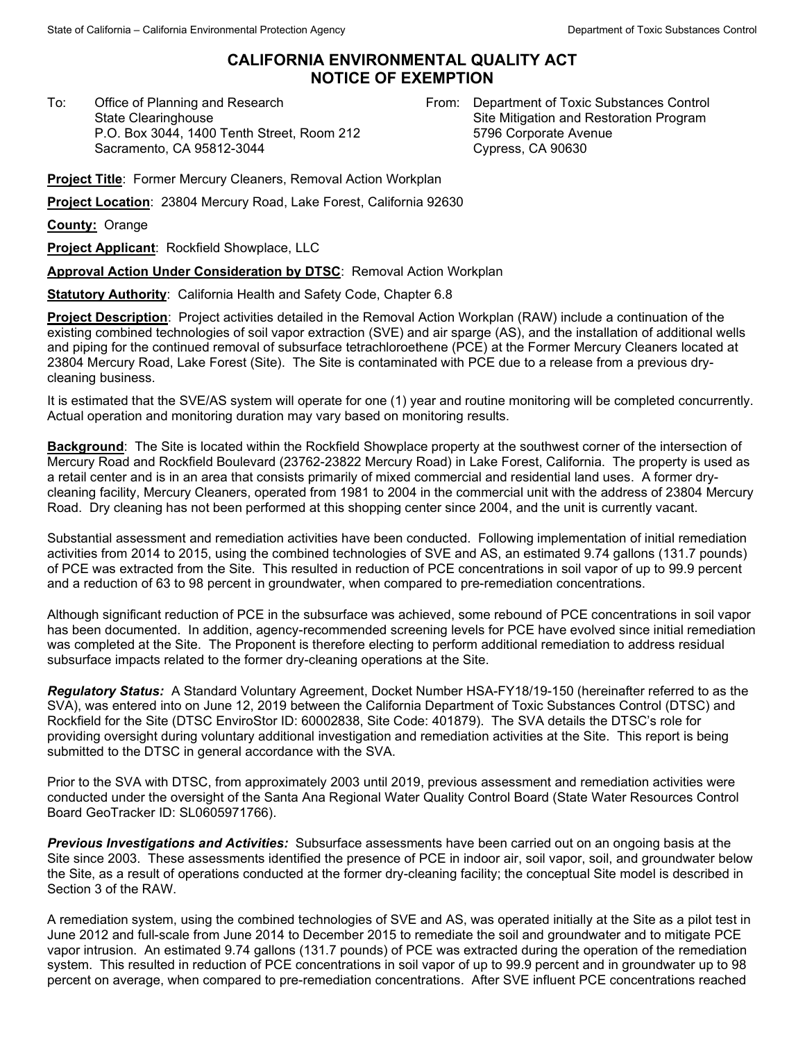# CALIFORNIA ENVIRONMENTAL QUALITY ACT NOTICE OF EXEMPTION

To: Office of Planning and Research
State Clearinghouse
P.O. Box 3044, 1400 Tenth Street, Room 212
Sacramento, CA 95812-3044

From: Department of Toxic Substances Control
Site Mitigation and Restoration Program
5796 Corporate Avenue
Cypress, CA 90630

**Project Title**: Former Mercury Cleaners, Removal Action Workplan

**Project Location**: 23804 Mercury Road, Lake Forest, California 92630

**County:** Orange

**Project Applicant**: Rockfield Showplace, LLC

**Approval Action Under Consideration by DTSC**: Removal Action Workplan

**Statutory Authority**: California Health and Safety Code, Chapter 6.8

**Project Description**: Project activities detailed in the Removal Action Workplan (RAW) include a continuation of the existing combined technologies of soil vapor extraction (SVE) and air sparge (AS), and the installation of additional wells and piping for the continued removal of subsurface tetrachloroethene (PCE) at the Former Mercury Cleaners located at 23804 Mercury Road, Lake Forest (Site). The Site is contaminated with PCE due to a release from a previous dry-cleaning business.

It is estimated that the SVE/AS system will operate for one (1) year and routine monitoring will be completed concurrently. Actual operation and monitoring duration may vary based on monitoring results.

**Background**: The Site is located within the Rockfield Showplace property at the southwest corner of the intersection of Mercury Road and Rockfield Boulevard (23762-23822 Mercury Road) in Lake Forest, California. The property is used as a retail center and is in an area that consists primarily of mixed commercial and residential land uses. A former dry-cleaning facility, Mercury Cleaners, operated from 1981 to 2004 in the commercial unit with the address of 23804 Mercury Road. Dry cleaning has not been performed at this shopping center since 2004, and the unit is currently vacant.

Substantial assessment and remediation activities have been conducted. Following implementation of initial remediation activities from 2014 to 2015, using the combined technologies of SVE and AS, an estimated 9.74 gallons (131.7 pounds) of PCE was extracted from the Site. This resulted in reduction of PCE concentrations in soil vapor of up to 99.9 percent and a reduction of 63 to 98 percent in groundwater, when compared to pre-remediation concentrations.

Although significant reduction of PCE in the subsurface was achieved, some rebound of PCE concentrations in soil vapor has been documented. In addition, agency-recommended screening levels for PCE have evolved since initial remediation was completed at the Site. The Proponent is therefore electing to perform additional remediation to address residual subsurface impacts related to the former dry-cleaning operations at the Site.

***Regulatory Status:*** A Standard Voluntary Agreement, Docket Number HSA-FY18/19-150 (hereinafter referred to as the SVA), was entered into on June 12, 2019 between the California Department of Toxic Substances Control (DTSC) and Rockfield for the Site (DTSC EnviroStor ID: 60002838, Site Code: 401879). The SVA details the DTSC's role for providing oversight during voluntary additional investigation and remediation activities at the Site. This report is being submitted to the DTSC in general accordance with the SVA.

Prior to the SVA with DTSC, from approximately 2003 until 2019, previous assessment and remediation activities were conducted under the oversight of the Santa Ana Regional Water Quality Control Board (State Water Resources Control Board GeoTracker ID: SL0605971766).

***Previous Investigations and Activities:*** Subsurface assessments have been carried out on an ongoing basis at the Site since 2003. These assessments identified the presence of PCE in indoor air, soil vapor, soil, and groundwater below the Site, as a result of operations conducted at the former dry-cleaning facility; the conceptual Site model is described in Section 3 of the RAW.

A remediation system, using the combined technologies of SVE and AS, was operated initially at the Site as a pilot test in June 2012 and full-scale from June 2014 to December 2015 to remediate the soil and groundwater and to mitigate PCE vapor intrusion. An estimated 9.74 gallons (131.7 pounds) of PCE was extracted during the operation of the remediation system. This resulted in reduction of PCE concentrations in soil vapor of up to 99.9 percent and in groundwater up to 98 percent on average, when compared to pre-remediation concentrations. After SVE influent PCE concentrations reached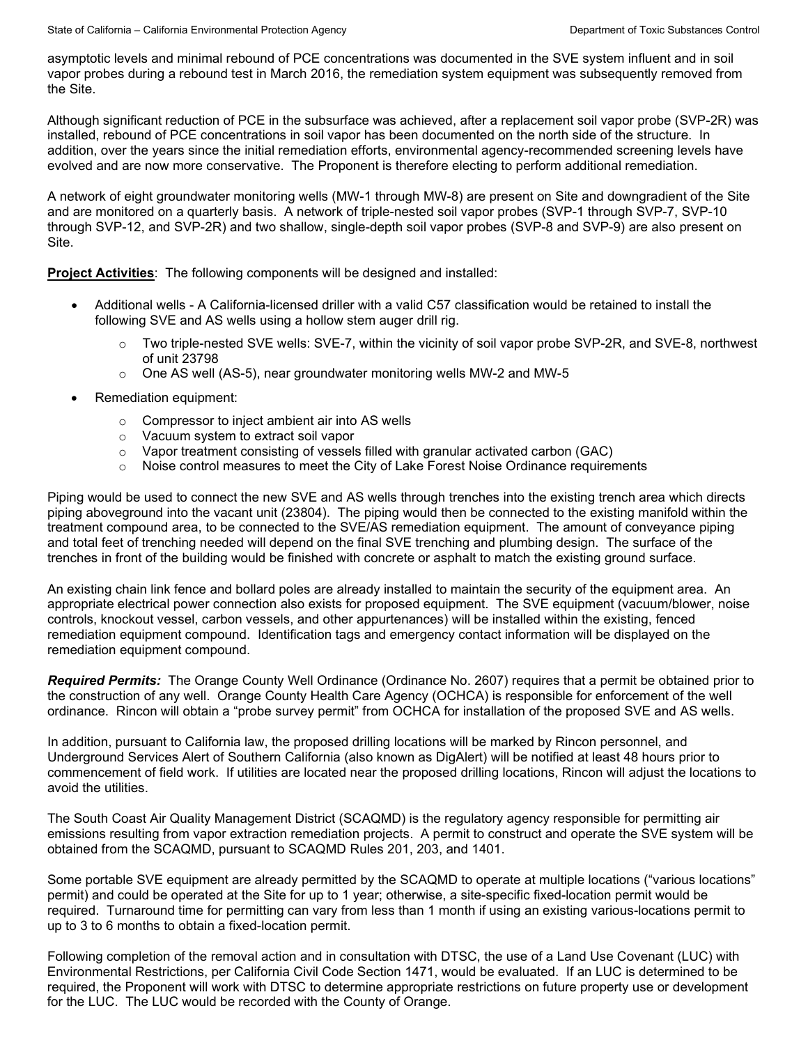asymptotic levels and minimal rebound of PCE concentrations was documented in the SVE system influent and in soil vapor probes during a rebound test in March 2016, the remediation system equipment was subsequently removed from the Site.

Although significant reduction of PCE in the subsurface was achieved, after a replacement soil vapor probe (SVP-2R) was installed, rebound of PCE concentrations in soil vapor has been documented on the north side of the structure. In addition, over the years since the initial remediation efforts, environmental agency-recommended screening levels have evolved and are now more conservative. The Proponent is therefore electing to perform additional remediation.

A network of eight groundwater monitoring wells (MW-1 through MW-8) are present on Site and downgradient of the Site and are monitored on a quarterly basis. A network of triple-nested soil vapor probes (SVP-1 through SVP-7, SVP-10 through SVP-12, and SVP-2R) and two shallow, single-depth soil vapor probes (SVP-8 and SVP-9) are also present on Site.

**Project Activities**: The following components will be designed and installed:

- Additional wells - A California-licensed driller with a valid C57 classification would be retained to install the following SVE and AS wells using a hollow stem auger drill rig.
  - Two triple-nested SVE wells: SVE-7, within the vicinity of soil vapor probe SVP-2R, and SVE-8, northwest of unit 23798
  - One AS well (AS-5), near groundwater monitoring wells MW-2 and MW-5
- Remediation equipment:
  - Compressor to inject ambient air into AS wells
  - Vacuum system to extract soil vapor
  - Vapor treatment consisting of vessels filled with granular activated carbon (GAC)
  - Noise control measures to meet the City of Lake Forest Noise Ordinance requirements

Piping would be used to connect the new SVE and AS wells through trenches into the existing trench area which directs piping aboveground into the vacant unit (23804). The piping would then be connected to the existing manifold within the treatment compound area, to be connected to the SVE/AS remediation equipment. The amount of conveyance piping and total feet of trenching needed will depend on the final SVE trenching and plumbing design. The surface of the trenches in front of the building would be finished with concrete or asphalt to match the existing ground surface.

An existing chain link fence and bollard poles are already installed to maintain the security of the equipment area. An appropriate electrical power connection also exists for proposed equipment. The SVE equipment (vacuum/blower, noise controls, knockout vessel, carbon vessels, and other appurtenances) will be installed within the existing, fenced remediation equipment compound. Identification tags and emergency contact information will be displayed on the remediation equipment compound.

***Required Permits:*** The Orange County Well Ordinance (Ordinance No. 2607) requires that a permit be obtained prior to the construction of any well. Orange County Health Care Agency (OCHCA) is responsible for enforcement of the well ordinance. Rincon will obtain a "probe survey permit" from OCHCA for installation of the proposed SVE and AS wells.

In addition, pursuant to California law, the proposed drilling locations will be marked by Rincon personnel, and Underground Services Alert of Southern California (also known as DigAlert) will be notified at least 48 hours prior to commencement of field work. If utilities are located near the proposed drilling locations, Rincon will adjust the locations to avoid the utilities.

The South Coast Air Quality Management District (SCAQMD) is the regulatory agency responsible for permitting air emissions resulting from vapor extraction remediation projects. A permit to construct and operate the SVE system will be obtained from the SCAQMD, pursuant to SCAQMD Rules 201, 203, and 1401.

Some portable SVE equipment are already permitted by the SCAQMD to operate at multiple locations ("various locations" permit) and could be operated at the Site for up to 1 year; otherwise, a site-specific fixed-location permit would be required. Turnaround time for permitting can vary from less than 1 month if using an existing various-locations permit to up to 3 to 6 months to obtain a fixed-location permit.

Following completion of the removal action and in consultation with DTSC, the use of a Land Use Covenant (LUC) with Environmental Restrictions, per California Civil Code Section 1471, would be evaluated. If an LUC is determined to be required, the Proponent will work with DTSC to determine appropriate restrictions on future property use or development for the LUC. The LUC would be recorded with the County of Orange.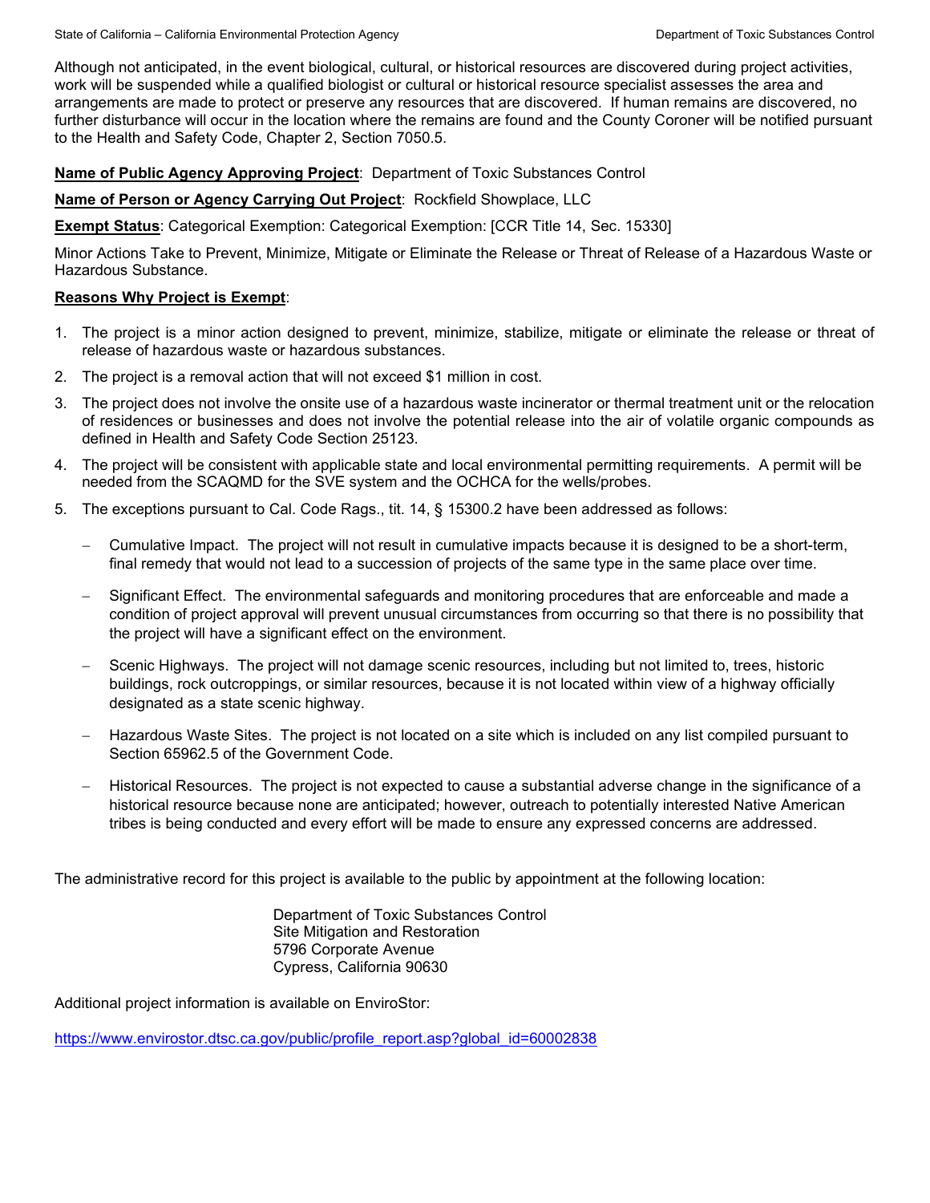Although not anticipated, in the event biological, cultural, or historical resources are discovered during project activities, work will be suspended while a qualified biologist or cultural or historical resource specialist assesses the area and arrangements are made to protect or preserve any resources that are discovered. If human remains are discovered, no further disturbance will occur in the location where the remains are found and the County Coroner will be notified pursuant to the Health and Safety Code, Chapter 2, Section 7050.5.

**Name of Public Agency Approving Project**: Department of Toxic Substances Control

**Name of Person or Agency Carrying Out Project**: Rockfield Showplace, LLC

**Exempt Status**: Categorical Exemption: Categorical Exemption: [CCR Title 14, Sec. 15330]

Minor Actions Take to Prevent, Minimize, Mitigate or Eliminate the Release or Threat of Release of a Hazardous Waste or Hazardous Substance.

**Reasons Why Project is Exempt**:

1. The project is a minor action designed to prevent, minimize, stabilize, mitigate or eliminate the release or threat of release of hazardous waste or hazardous substances.
2. The project is a removal action that will not exceed $1 million in cost.
3. The project does not involve the onsite use of a hazardous waste incinerator or thermal treatment unit or the relocation of residences or businesses and does not involve the potential release into the air of volatile organic compounds as defined in Health and Safety Code Section 25123.
4. The project will be consistent with applicable state and local environmental permitting requirements. A permit will be needed from the SCAQMD for the SVE system and the OCHCA for the wells/probes.
5. The exceptions pursuant to Cal. Code Rags., tit. 14, § 15300.2 have been addressed as follows:
   - Cumulative Impact. The project will not result in cumulative impacts because it is designed to be a short-term, final remedy that would not lead to a succession of projects of the same type in the same place over time.
   - Significant Effect. The environmental safeguards and monitoring procedures that are enforceable and made a condition of project approval will prevent unusual circumstances from occurring so that there is no possibility that the project will have a significant effect on the environment.
   - Scenic Highways. The project will not damage scenic resources, including but not limited to, trees, historic buildings, rock outcroppings, or similar resources, because it is not located within view of a highway officially designated as a state scenic highway.
   - Hazardous Waste Sites. The project is not located on a site which is included on any list compiled pursuant to Section 65962.5 of the Government Code.
   - Historical Resources. The project is not expected to cause a substantial adverse change in the significance of a historical resource because none are anticipated; however, outreach to potentially interested Native American tribes is being conducted and every effort will be made to ensure any expressed concerns are addressed.

The administrative record for this project is available to the public by appointment at the following location:

Department of Toxic Substances Control
Site Mitigation and Restoration
5796 Corporate Avenue
Cypress, California 90630

Additional project information is available on EnviroStor:

https://www.envirostor.dtsc.ca.gov/public/profile_report.asp?global_id=60002838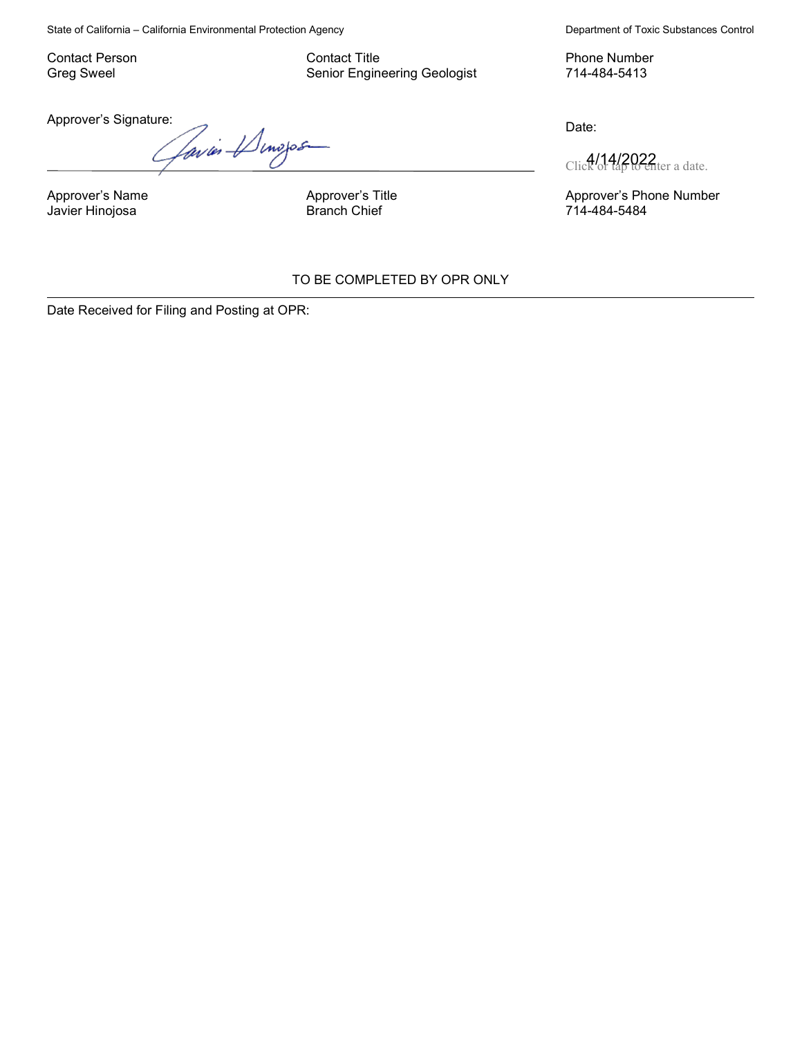Contact Person
Greg Sweel

Contact Title
Senior Engineering Geologist

Phone Number
714-484-5413

Approver's Signature:

Date:
4/14/2022

Approver's Name
Javier Hinojosa

Approver's Title
Branch Chief

Approver's Phone Number
714-484-5484

TO BE COMPLETED BY OPR ONLY

Date Received for Filing and Posting at OPR: